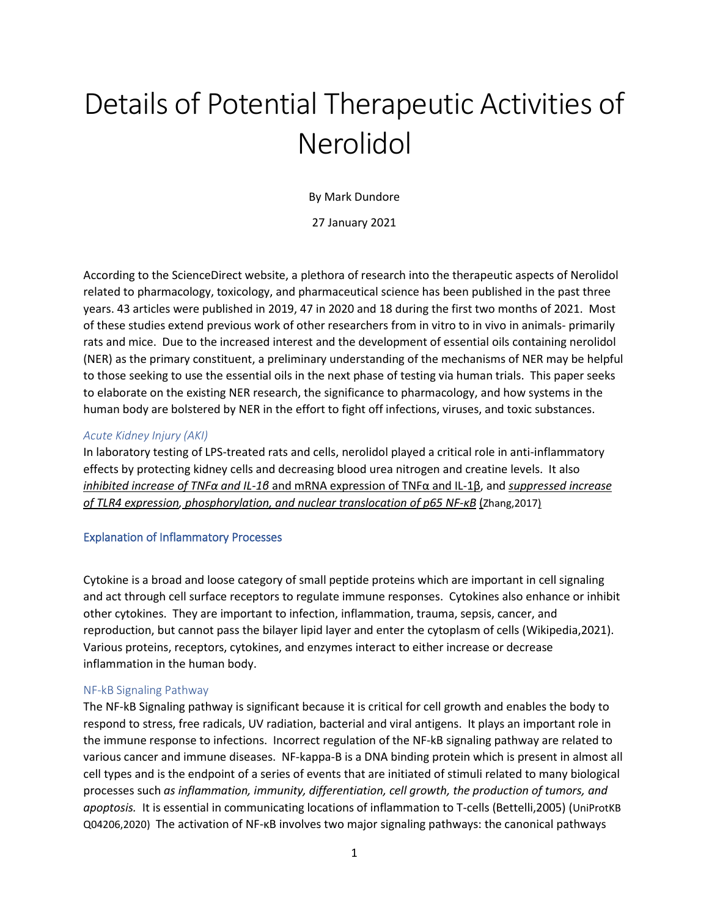# Details of Potential Therapeutic Activities of Nerolidol

By Mark Dundore

27 January 2021

According to the ScienceDirect website, a plethora of research into the therapeutic aspects of Nerolidol related to pharmacology, toxicology, and pharmaceutical science has been published in the past three years. 43 articles were published in 2019, 47 in 2020 and 18 during the first two months of 2021. Most of these studies extend previous work of other researchers from in vitro to in vivo in animals- primarily rats and mice. Due to the increased interest and the development of essential oils containing nerolidol (NER) as the primary constituent, a preliminary understanding of the mechanisms of NER may be helpful to those seeking to use the essential oils in the next phase of testing via human trials. This paper seeks to elaborate on the existing NER research, the significance to pharmacology, and how systems in the human body are bolstered by NER in the effort to fight off infections, viruses, and toxic substances.

### *Acute Kidney Injury (AKI)*

In laboratory testing of LPS-treated rats and cells, nerolidol played a critical role in anti-inflammatory effects by protecting kidney cells and decreasing blood urea nitrogen and creatine levels. It also ***inhibited increase of TNFα and IL-1β*** and mRNA expression of TNFα and IL-1β, and ***suppressed increase of TLR4 expression, phosphorylation, and nuclear translocation of p65 NF-κB*** (Zhang,2017)

## Explanation of Inflammatory Processes

Cytokine is a broad and loose category of small peptide proteins which are important in cell signaling and act through cell surface receptors to regulate immune responses. Cytokines also enhance or inhibit other cytokines. They are important to infection, inflammation, trauma, sepsis, cancer, and reproduction, but cannot pass the bilayer lipid layer and enter the cytoplasm of cells (Wikipedia,2021). Various proteins, receptors, cytokines, and enzymes interact to either increase or decrease inflammation in the human body.

### NF-kB Signaling Pathway

The NF-kB Signaling pathway is significant because it is critical for cell growth and enables the body to respond to stress, free radicals, UV radiation, bacterial and viral antigens. It plays an important role in the immune response to infections. Incorrect regulation of the NF-kB signaling pathway are related to various cancer and immune diseases. NF-kappa-B is a DNA binding protein which is present in almost all cell types and is the endpoint of a series of events that are initiated of stimuli related to many biological processes such *as inflammation, immunity, differentiation, cell growth, the production of tumors, and apoptosis.* It is essential in communicating locations of inflammation to T-cells (Bettelli,2005) (UniProtKB Q04206,2020) The activation of NF-κB involves two major signaling pathways: the canonical pathways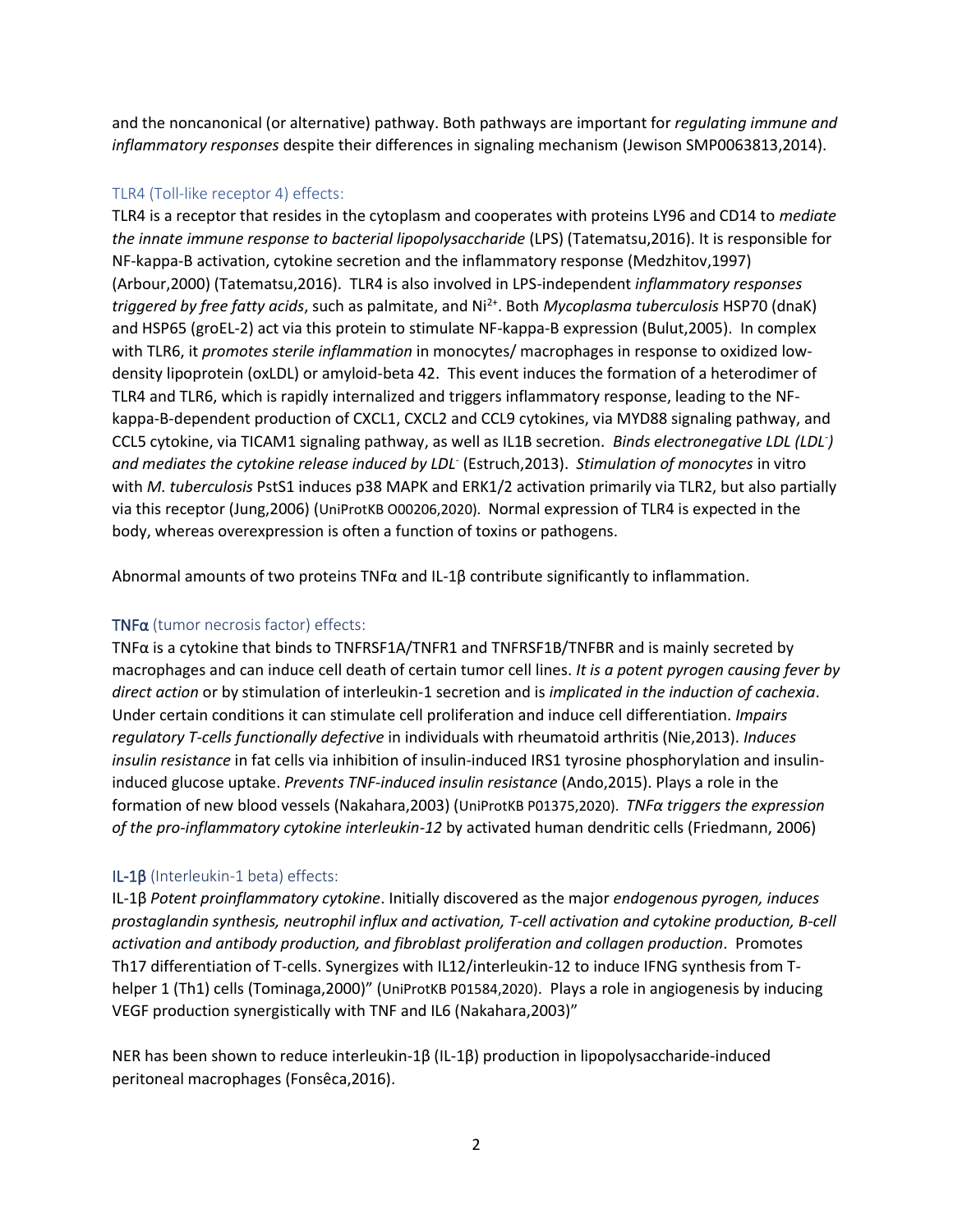and the noncanonical (or alternative) pathway. Both pathways are important for *regulating immune and inflammatory responses* despite their differences in signaling mechanism (Jewison SMP0063813,2014).

### TLR4 (Toll-like receptor 4) effects:

TLR4 is a receptor that resides in the cytoplasm and cooperates with proteins LY96 and CD14 to *mediate the innate immune response to bacterial lipopolysaccharide* (LPS) (Tatematsu,2016). It is responsible for NF-kappa-B activation, cytokine secretion and the inflammatory response (Medzhitov,1997) (Arbour,2000) (Tatematsu,2016). TLR4 is also involved in LPS-independent *inflammatory responses triggered by free fatty acids*, such as palmitate, and $Ni^{2+}$. Both *Mycoplasma tuberculosis* HSP70 (dnaK) and HSP65 (groEL-2) act via this protein to stimulate NF-kappa-B expression (Bulut,2005). In complex with TLR6, it *promotes sterile inflammation* in monocytes/ macrophages in response to oxidized low-density lipoprotein (oxLDL) or amyloid-beta 42. This event induces the formation of a heterodimer of TLR4 and TLR6, which is rapidly internalized and triggers inflammatory response, leading to the NF-kappa-B-dependent production of CXCL1, CXCL2 and CCL9 cytokines, via MYD88 signaling pathway, and CCL5 cytokine, via TICAM1 signaling pathway, as well as IL1B secretion. *Binds electronegative LDL ($LDL^-$) and mediates the cytokine release induced by $LDL^-$* (Estruch,2013). *Stimulation of monocytes* in vitro with *M. tuberculosis* PstS1 induces p38 MAPK and ERK1/2 activation primarily via TLR2, but also partially via this receptor (Jung,2006) (UniProtKB O00206,2020). Normal expression of TLR4 is expected in the body, whereas overexpression is often a function of toxins or pathogens.

Abnormal amounts of two proteins TNFα and IL-1β contribute significantly to inflammation.

### TNFα (tumor necrosis factor) effects:

TNFα is a cytokine that binds to TNFRSF1A/TNFR1 and TNFRSF1B/TNFBR and is mainly secreted by macrophages and can induce cell death of certain tumor cell lines. *It is a potent pyrogen causing fever by direct action* or by stimulation of interleukin-1 secretion and is *implicated in the induction of cachexia*. Under certain conditions it can stimulate cell proliferation and induce cell differentiation. *Impairs regulatory T-cells functionally defective* in individuals with rheumatoid arthritis (Nie,2013). *Induces insulin resistance* in fat cells via inhibition of insulin-induced IRS1 tyrosine phosphorylation and insulin-induced glucose uptake. *Prevents TNF-induced insulin resistance* (Ando,2015). Plays a role in the formation of new blood vessels (Nakahara,2003) (UniProtKB P01375,2020). *TNFα triggers the expression of the pro-inflammatory cytokine interleukin-12* by activated human dendritic cells (Friedmann, 2006)

### IL-1β (Interleukin-1 beta) effects:

IL-1β *Potent proinflammatory cytokine*. Initially discovered as the major *endogenous pyrogen, induces prostaglandin synthesis, neutrophil influx and activation, T-cell activation and cytokine production, B-cell activation and antibody production, and fibroblast proliferation and collagen production*. Promotes Th17 differentiation of T-cells. Synergizes with IL12/interleukin-12 to induce IFNG synthesis from T-helper 1 (Th1) cells (Tominaga,2000)" (UniProtKB P01584,2020). Plays a role in angiogenesis by inducing VEGF production synergistically with TNF and IL6 (Nakahara,2003)"

NER has been shown to reduce interleukin-1β (IL-1β) production in lipopolysaccharide-induced peritoneal macrophages (Fonsêca,2016).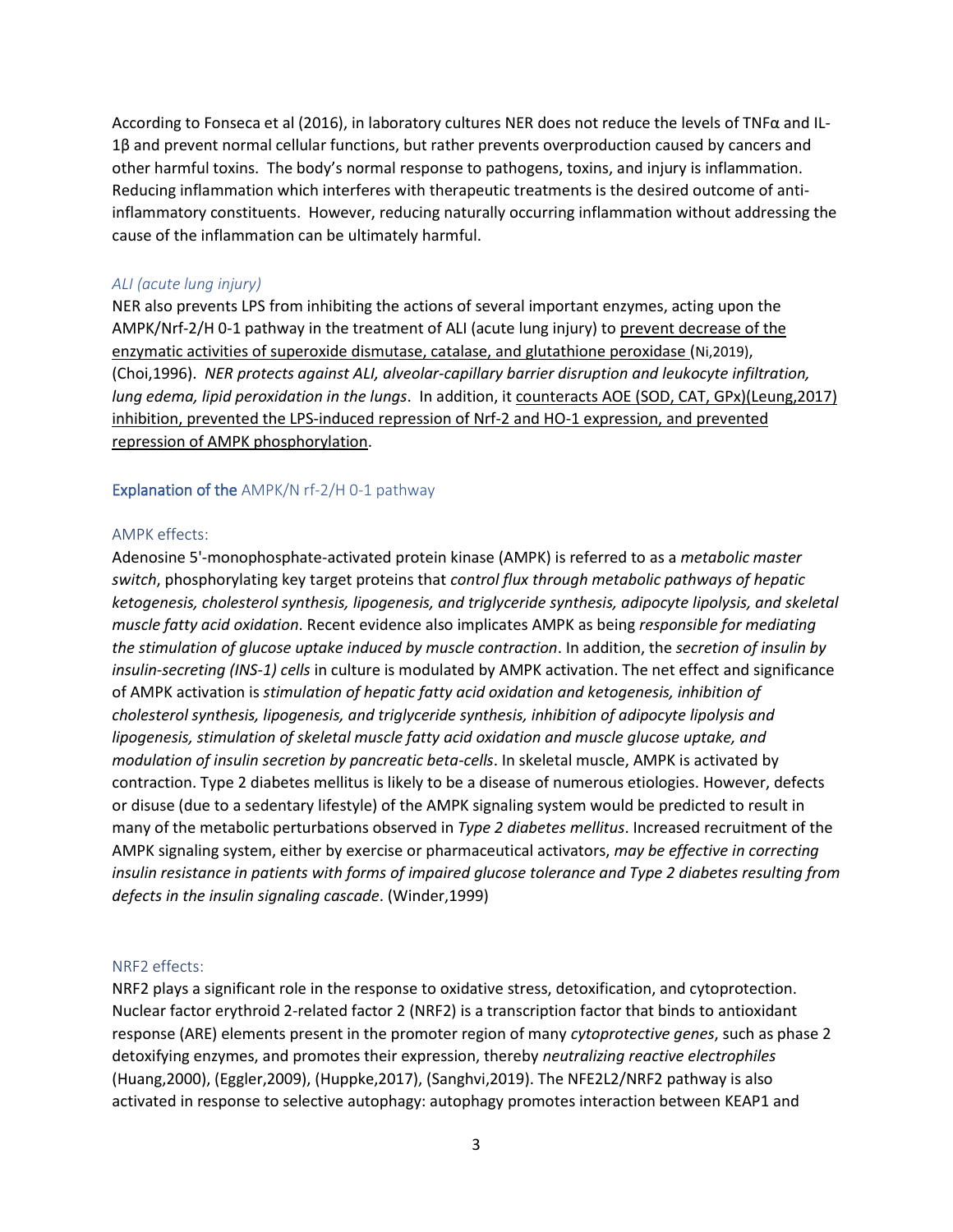According to Fonseca et al (2016), in laboratory cultures NER does not reduce the levels of TNFα and IL-1β and prevent normal cellular functions, but rather prevents overproduction caused by cancers and other harmful toxins. The body's normal response to pathogens, toxins, and injury is inflammation. Reducing inflammation which interferes with therapeutic treatments is the desired outcome of anti-inflammatory constituents. However, reducing naturally occurring inflammation without addressing the cause of the inflammation can be ultimately harmful.

### *ALI (acute lung injury)*

NER also prevents LPS from inhibiting the actions of several important enzymes, acting upon the AMPK/Nrf-2/H 0-1 pathway in the treatment of ALI (acute lung injury) to prevent decrease of the enzymatic activities of superoxide dismutase, catalase, and glutathione peroxidase (Ni,2019), (Choi,1996). *NER protects against ALI, alveolar-capillary barrier disruption and leukocyte infiltration, lung edema, lipid peroxidation in the lungs*. In addition, it counteracts AOE (SOD, CAT, GPx)(Leung,2017) inhibition, prevented the LPS-induced repression of Nrf-2 and HO-1 expression, and prevented repression of AMPK phosphorylation.

## Explanation of the AMPK/N rf-2/H 0-1 pathway

### AMPK effects:

Adenosine 5'-monophosphate-activated protein kinase (AMPK) is referred to as a *metabolic master switch*, phosphorylating key target proteins that *control flux through metabolic pathways of hepatic ketogenesis, cholesterol synthesis, lipogenesis, and triglyceride synthesis, adipocyte lipolysis, and skeletal muscle fatty acid oxidation*. Recent evidence also implicates AMPK as being *responsible for mediating the stimulation of glucose uptake induced by muscle contraction*. In addition, the *secretion of insulin by insulin-secreting (INS-1) cells* in culture is modulated by AMPK activation. The net effect and significance of AMPK activation is *stimulation of hepatic fatty acid oxidation and ketogenesis, inhibition of cholesterol synthesis, lipogenesis, and triglyceride synthesis, inhibition of adipocyte lipolysis and lipogenesis, stimulation of skeletal muscle fatty acid oxidation and muscle glucose uptake, and modulation of insulin secretion by pancreatic beta-cells*. In skeletal muscle, AMPK is activated by contraction. Type 2 diabetes mellitus is likely to be a disease of numerous etiologies. However, defects or disuse (due to a sedentary lifestyle) of the AMPK signaling system would be predicted to result in many of the metabolic perturbations observed in *Type 2 diabetes mellitus*. Increased recruitment of the AMPK signaling system, either by exercise or pharmaceutical activators, *may be effective in correcting insulin resistance in patients with forms of impaired glucose tolerance and Type 2 diabetes resulting from defects in the insulin signaling cascade*. (Winder,1999)

### NRF2 effects:

NRF2 plays a significant role in the response to oxidative stress, detoxification, and cytoprotection. Nuclear factor erythroid 2-related factor 2 (NRF2) is a transcription factor that binds to antioxidant response (ARE) elements present in the promoter region of many *cytoprotective genes*, such as phase 2 detoxifying enzymes, and promotes their expression, thereby *neutralizing reactive electrophiles* (Huang,2000), (Eggler,2009), (Huppke,2017), (Sanghvi,2019). The NFE2L2/NRF2 pathway is also activated in response to selective autophagy: autophagy promotes interaction between KEAP1 and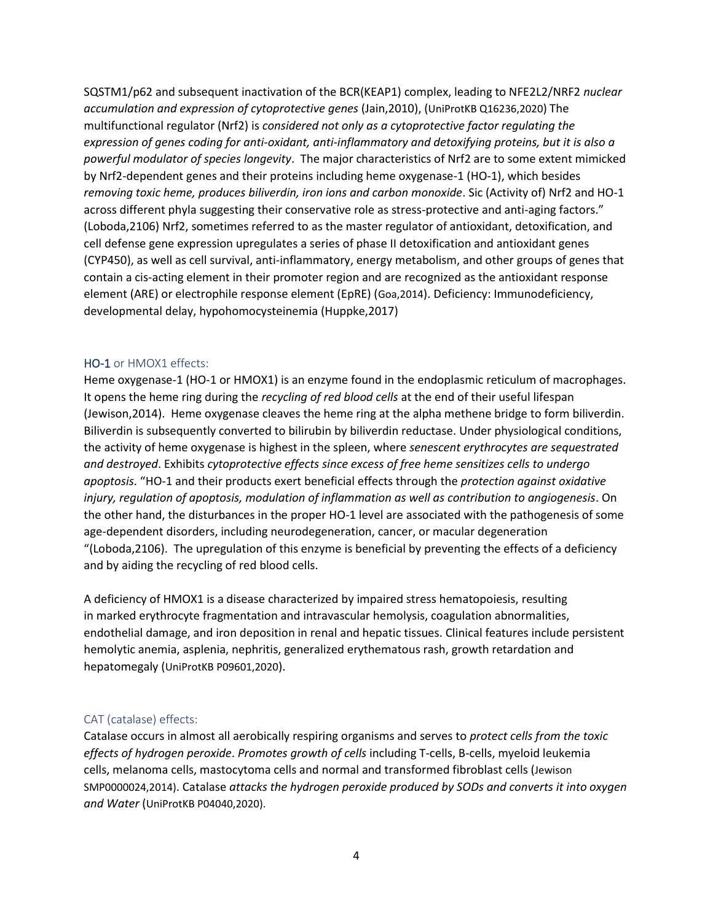SQSTM1/p62 and subsequent inactivation of the BCR(KEAP1) complex, leading to NFE2L2/NRF2 *nuclear accumulation and expression of cytoprotective genes* (Jain,2010), (UniProtKB Q16236,2020) The multifunctional regulator (Nrf2) is *considered not only as a cytoprotective factor regulating the expression of genes coding for anti-oxidant, anti-inflammatory and detoxifying proteins, but it is also a powerful modulator of species longevity*. The major characteristics of Nrf2 are to some extent mimicked by Nrf2-dependent genes and their proteins including heme oxygenase-1 (HO-1), which besides *removing toxic heme, produces biliverdin, iron ions and carbon monoxide*. Sic (Activity of) Nrf2 and HO-1 across different phyla suggesting their conservative role as stress-protective and anti-aging factors." (Loboda,2106) Nrf2, sometimes referred to as the master regulator of antioxidant, detoxification, and cell defense gene expression upregulates a series of phase II detoxification and antioxidant genes (CYP450), as well as cell survival, anti-inflammatory, energy metabolism, and other groups of genes that contain a cis-acting element in their promoter region and are recognized as the antioxidant response element (ARE) or electrophile response element (EpRE) (Goa,2014). Deficiency: Immunodeficiency, developmental delay, hypohomocysteinemia (Huppke,2017)

## HO-1 or HMOX1 effects:

Heme oxygenase-1 (HO-1 or HMOX1) is an enzyme found in the endoplasmic reticulum of macrophages. It opens the heme ring during the *recycling of red blood cells* at the end of their useful lifespan (Jewison,2014). Heme oxygenase cleaves the heme ring at the alpha methene bridge to form biliverdin. Biliverdin is subsequently converted to bilirubin by biliverdin reductase. Under physiological conditions, the activity of heme oxygenase is highest in the spleen, where *senescent erythrocytes are sequestrated and destroyed*. Exhibits *cytoprotective effects since excess of free heme sensitizes cells to undergo apoptosis*. "HO-1 and their products exert beneficial effects through the *protection against oxidative injury, regulation of apoptosis, modulation of inflammation as well as contribution to angiogenesis*. On the other hand, the disturbances in the proper HO-1 level are associated with the pathogenesis of some age-dependent disorders, including neurodegeneration, cancer, or macular degeneration "(Loboda,2106). The upregulation of this enzyme is beneficial by preventing the effects of a deficiency and by aiding the recycling of red blood cells.

A deficiency of HMOX1 is a disease characterized by impaired stress hematopoiesis, resulting in marked erythrocyte fragmentation and intravascular hemolysis, coagulation abnormalities, endothelial damage, and iron deposition in renal and hepatic tissues. Clinical features include persistent hemolytic anemia, asplenia, nephritis, generalized erythematous rash, growth retardation and hepatomegaly (UniProtKB P09601,2020).

## CAT (catalase) effects:

Catalase occurs in almost all aerobically respiring organisms and serves to *protect cells from the toxic effects of hydrogen peroxide*. *Promotes growth of cells* including T-cells, B-cells, myeloid leukemia cells, melanoma cells, mastocytoma cells and normal and transformed fibroblast cells (Jewison SMP0000024,2014). Catalase *attacks the hydrogen peroxide produced by SODs and converts it into oxygen and Water* (UniProtKB P04040,2020).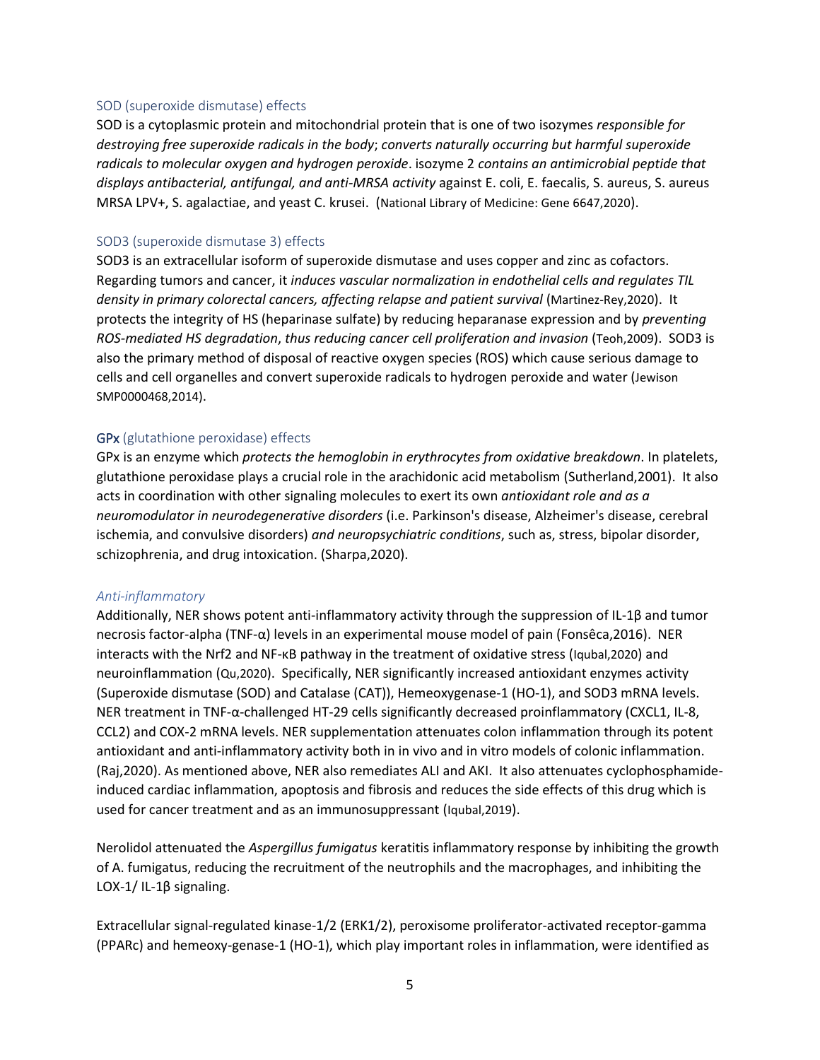### SOD (superoxide dismutase) effects

SOD is a cytoplasmic protein and mitochondrial protein that is one of two isozymes *responsible for destroying free superoxide radicals in the body*; *converts naturally occurring but harmful superoxide radicals to molecular oxygen and hydrogen peroxide*. isozyme 2 *contains an antimicrobial peptide that displays antibacterial, antifungal, and anti-MRSA activity* against E. coli, E. faecalis, S. aureus, S. aureus MRSA LPV+, S. agalactiae, and yeast C. krusei. (National Library of Medicine: Gene 6647,2020).

### SOD3 (superoxide dismutase 3) effects

SOD3 is an extracellular isoform of superoxide dismutase and uses copper and zinc as cofactors. Regarding tumors and cancer, it *induces vascular normalization in endothelial cells and regulates TIL density in primary colorectal cancers, affecting relapse and patient survival* (Martinez-Rey,2020). It protects the integrity of HS (heparinase sulfate) by reducing heparanase expression and by *preventing ROS-mediated HS degradation*, *thus reducing cancer cell proliferation and invasion* (Teoh,2009). SOD3 is also the primary method of disposal of reactive oxygen species (ROS) which cause serious damage to cells and cell organelles and convert superoxide radicals to hydrogen peroxide and water (Jewison SMP0000468,2014).

### GPx (glutathione peroxidase) effects

GPx is an enzyme which *protects the hemoglobin in erythrocytes from oxidative breakdown*. In platelets, glutathione peroxidase plays a crucial role in the arachidonic acid metabolism (Sutherland,2001). It also acts in coordination with other signaling molecules to exert its own *antioxidant role and as a neuromodulator in neurodegenerative disorders* (i.e. Parkinson's disease, Alzheimer's disease, cerebral ischemia, and convulsive disorders) *and neuropsychiatric conditions*, such as, stress, bipolar disorder, schizophrenia, and drug intoxication. (Sharpa,2020).

### *Anti-inflammatory*

Additionally, NER shows potent anti-inflammatory activity through the suppression of IL-1β and tumor necrosis factor-alpha (TNF-α) levels in an experimental mouse model of pain (Fonsêca,2016). NER interacts with the Nrf2 and NF-κB pathway in the treatment of oxidative stress (Iqubal,2020) and neuroinflammation (Qu,2020). Specifically, NER significantly increased antioxidant enzymes activity (Superoxide dismutase (SOD) and Catalase (CAT)), Hemeoxygenase-1 (HO-1), and SOD3 mRNA levels. NER treatment in TNF-α-challenged HT-29 cells significantly decreased proinflammatory (CXCL1, IL-8, CCL2) and COX-2 mRNA levels. NER supplementation attenuates colon inflammation through its potent antioxidant and anti-inflammatory activity both in in vivo and in vitro models of colonic inflammation. (Raj,2020). As mentioned above, NER also remediates ALI and AKI. It also attenuates cyclophosphamide-induced cardiac inflammation, apoptosis and fibrosis and reduces the side effects of this drug which is used for cancer treatment and as an immunosuppressant (Iqubal,2019).

Nerolidol attenuated the *Aspergillus fumigatus* keratitis inflammatory response by inhibiting the growth of A. fumigatus, reducing the recruitment of the neutrophils and the macrophages, and inhibiting the LOX-1/ IL-1β signaling.

Extracellular signal-regulated kinase-1/2 (ERK1/2), peroxisome proliferator-activated receptor-gamma (PPARc) and hemeoxy-genase-1 (HO-1), which play important roles in inflammation, were identified as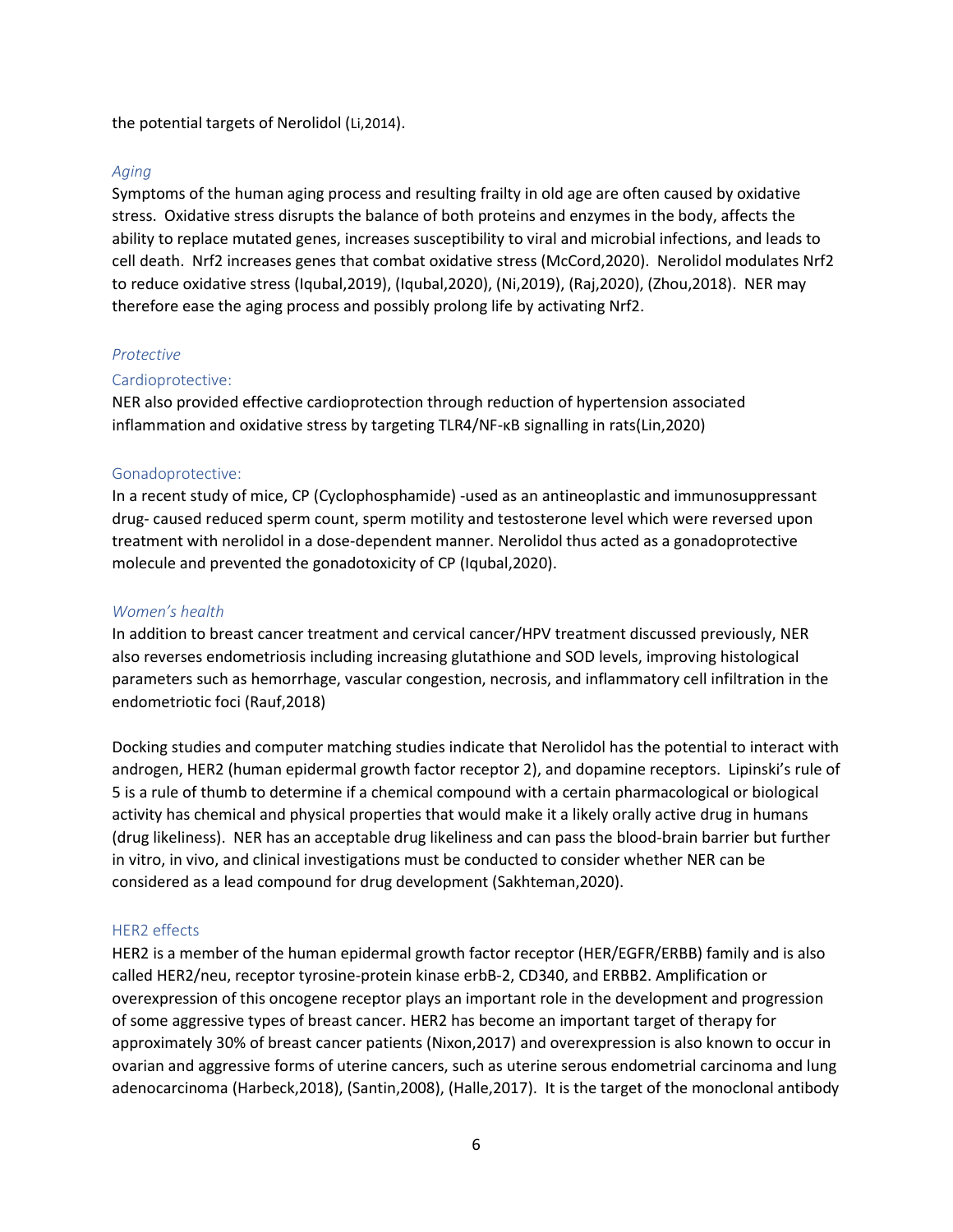the potential targets of Nerolidol (Li,2014).

### *Aging*

Symptoms of the human aging process and resulting frailty in old age are often caused by oxidative stress. Oxidative stress disrupts the balance of both proteins and enzymes in the body, affects the ability to replace mutated genes, increases susceptibility to viral and microbial infections, and leads to cell death. Nrf2 increases genes that combat oxidative stress (McCord,2020). Nerolidol modulates Nrf2 to reduce oxidative stress (Iqubal,2019), (Iqubal,2020), (Ni,2019), (Raj,2020), (Zhou,2018). NER may therefore ease the aging process and possibly prolong life by activating Nrf2.

### *Protective*

#### Cardioprotective:

NER also provided effective cardioprotection through reduction of hypertension associated inflammation and oxidative stress by targeting TLR4/NF-κB signalling in rats(Lin,2020)

#### Gonadoprotective:

In a recent study of mice, CP (Cyclophosphamide) -used as an antineoplastic and immunosuppressant drug- caused reduced sperm count, sperm motility and testosterone level which were reversed upon treatment with nerolidol in a dose-dependent manner. Nerolidol thus acted as a gonadoprotective molecule and prevented the gonadotoxicity of CP (Iqubal,2020).

### *Women's health*

In addition to breast cancer treatment and cervical cancer/HPV treatment discussed previously, NER also reverses endometriosis including increasing glutathione and SOD levels, improving histological parameters such as hemorrhage, vascular congestion, necrosis, and inflammatory cell infiltration in the endometriotic foci (Rauf,2018)

Docking studies and computer matching studies indicate that Nerolidol has the potential to interact with androgen, HER2 (human epidermal growth factor receptor 2), and dopamine receptors. Lipinski's rule of 5 is a rule of thumb to determine if a chemical compound with a certain pharmacological or biological activity has chemical and physical properties that would make it a likely orally active drug in humans (drug likeliness). NER has an acceptable drug likeliness and can pass the blood-brain barrier but further in vitro, in vivo, and clinical investigations must be conducted to consider whether NER can be considered as a lead compound for drug development (Sakhteman,2020).

#### HER2 effects

HER2 is a member of the human epidermal growth factor receptor (HER/EGFR/ERBB) family and is also called HER2/neu, receptor tyrosine-protein kinase erbB-2, CD340, and ERBB2. Amplification or overexpression of this oncogene receptor plays an important role in the development and progression of some aggressive types of breast cancer. HER2 has become an important target of therapy for approximately 30% of breast cancer patients (Nixon,2017) and overexpression is also known to occur in ovarian and aggressive forms of uterine cancers, such as uterine serous endometrial carcinoma and lung adenocarcinoma (Harbeck,2018), (Santin,2008), (Halle,2017). It is the target of the monoclonal antibody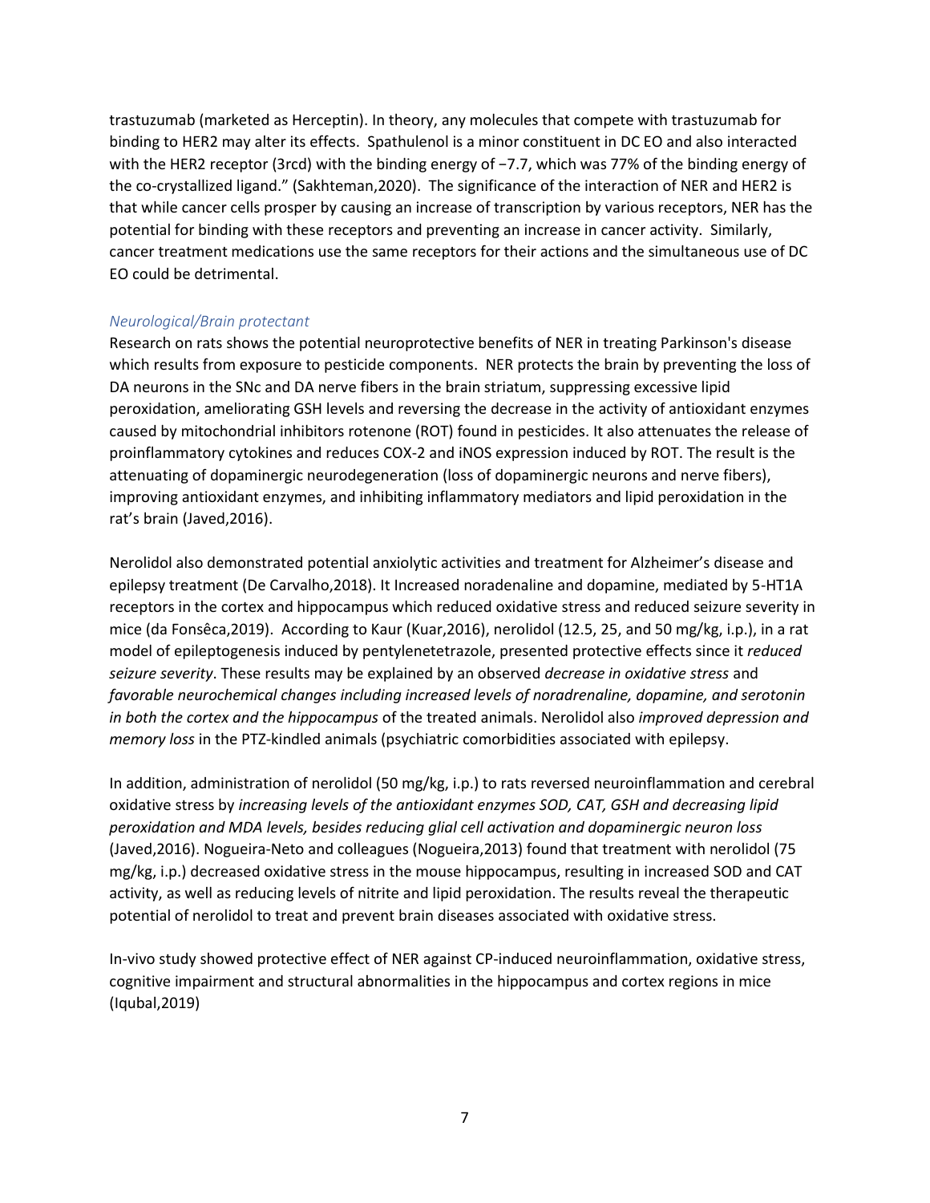trastuzumab (marketed as Herceptin). In theory, any molecules that compete with trastuzumab for binding to HER2 may alter its effects. Spathulenol is a minor constituent in DC EO and also interacted with the HER2 receptor (3rcd) with the binding energy of −7.7, which was 77% of the binding energy of the co-crystallized ligand." (Sakhteman,2020). The significance of the interaction of NER and HER2 is that while cancer cells prosper by causing an increase of transcription by various receptors, NER has the potential for binding with these receptors and preventing an increase in cancer activity. Similarly, cancer treatment medications use the same receptors for their actions and the simultaneous use of DC EO could be detrimental.

### *Neurological/Brain protectant*

Research on rats shows the potential neuroprotective benefits of NER in treating Parkinson's disease which results from exposure to pesticide components. NER protects the brain by preventing the loss of DA neurons in the SNc and DA nerve fibers in the brain striatum, suppressing excessive lipid peroxidation, ameliorating GSH levels and reversing the decrease in the activity of antioxidant enzymes caused by mitochondrial inhibitors rotenone (ROT) found in pesticides. It also attenuates the release of proinflammatory cytokines and reduces COX-2 and iNOS expression induced by ROT. The result is the attenuating of dopaminergic neurodegeneration (loss of dopaminergic neurons and nerve fibers), improving antioxidant enzymes, and inhibiting inflammatory mediators and lipid peroxidation in the rat's brain (Javed,2016).

Nerolidol also demonstrated potential anxiolytic activities and treatment for Alzheimer's disease and epilepsy treatment (De Carvalho,2018). It Increased noradenaline and dopamine, mediated by 5-HT1A receptors in the cortex and hippocampus which reduced oxidative stress and reduced seizure severity in mice (da Fonsêca,2019). According to Kaur (Kuar,2016), nerolidol (12.5, 25, and 50 mg/kg, i.p.), in a rat model of epileptogenesis induced by pentylenetetrazole, presented protective effects since it *reduced seizure severity*. These results may be explained by an observed *decrease in oxidative stress* and *favorable neurochemical changes including increased levels of noradrenaline, dopamine, and serotonin in both the cortex and the hippocampus* of the treated animals. Nerolidol also *improved depression and memory loss* in the PTZ-kindled animals (psychiatric comorbidities associated with epilepsy.

In addition, administration of nerolidol (50 mg/kg, i.p.) to rats reversed neuroinflammation and cerebral oxidative stress by *increasing levels of the antioxidant enzymes SOD, CAT, GSH and decreasing lipid peroxidation and MDA levels, besides reducing glial cell activation and dopaminergic neuron loss* (Javed,2016). Nogueira-Neto and colleagues (Nogueira,2013) found that treatment with nerolidol (75 mg/kg, i.p.) decreased oxidative stress in the mouse hippocampus, resulting in increased SOD and CAT activity, as well as reducing levels of nitrite and lipid peroxidation. The results reveal the therapeutic potential of nerolidol to treat and prevent brain diseases associated with oxidative stress.

In-vivo study showed protective effect of NER against CP-induced neuroinflammation, oxidative stress, cognitive impairment and structural abnormalities in the hippocampus and cortex regions in mice (Iqubal,2019)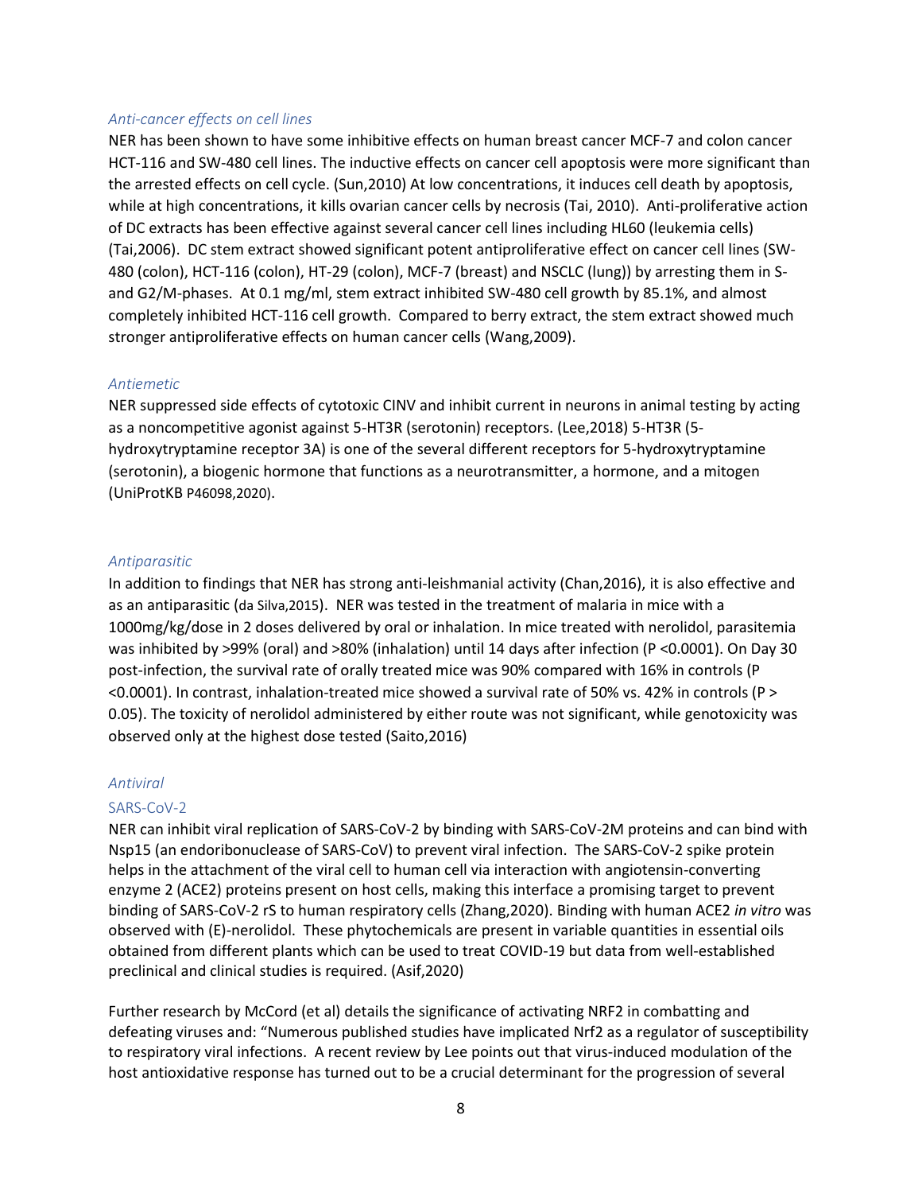### *Anti-cancer effects on cell lines*

NER has been shown to have some inhibitive effects on human breast cancer MCF-7 and colon cancer HCT-116 and SW-480 cell lines. The inductive effects on cancer cell apoptosis were more significant than the arrested effects on cell cycle. (Sun,2010) At low concentrations, it induces cell death by apoptosis, while at high concentrations, it kills ovarian cancer cells by necrosis (Tai, 2010). Anti-proliferative action of DC extracts has been effective against several cancer cell lines including HL60 (leukemia cells) (Tai,2006). DC stem extract showed significant potent antiproliferative effect on cancer cell lines (SW-480 (colon), HCT-116 (colon), HT-29 (colon), MCF-7 (breast) and NSCLC (lung)) by arresting them in S- and G2/M-phases. At 0.1 mg/ml, stem extract inhibited SW-480 cell growth by 85.1%, and almost completely inhibited HCT-116 cell growth. Compared to berry extract, the stem extract showed much stronger antiproliferative effects on human cancer cells (Wang,2009).

### *Antiemetic*

NER suppressed side effects of cytotoxic CINV and inhibit current in neurons in animal testing by acting as a noncompetitive agonist against 5-HT3R (serotonin) receptors. (Lee,2018) 5-HT3R (5-hydroxytryptamine receptor 3A) is one of the several different receptors for 5-hydroxytryptamine (serotonin), a biogenic hormone that functions as a neurotransmitter, a hormone, and a mitogen (UniProtKB P46098,2020).

### *Antiparasitic*

In addition to findings that NER has strong anti-leishmanial activity (Chan,2016), it is also effective and as an antiparasitic (da Silva,2015). NER was tested in the treatment of malaria in mice with a 1000mg/kg/dose in 2 doses delivered by oral or inhalation. In mice treated with nerolidol, parasitemia was inhibited by >99% (oral) and >80% (inhalation) until 14 days after infection (P <0.0001). On Day 30 post-infection, the survival rate of orally treated mice was 90% compared with 16% in controls (P <0.0001). In contrast, inhalation-treated mice showed a survival rate of 50% vs. 42% in controls (P > 0.05). The toxicity of nerolidol administered by either route was not significant, while genotoxicity was observed only at the highest dose tested (Saito,2016)

### *Antiviral*

#### SARS-CoV-2

NER can inhibit viral replication of SARS-CoV-2 by binding with SARS-CoV-2M proteins and can bind with Nsp15 (an endoribonuclease of SARS-CoV) to prevent viral infection. The SARS-CoV-2 spike protein helps in the attachment of the viral cell to human cell via interaction with angiotensin-converting enzyme 2 (ACE2) proteins present on host cells, making this interface a promising target to prevent binding of SARS-CoV-2 rS to human respiratory cells (Zhang,2020). Binding with human ACE2 *in vitro* was observed with (E)-nerolidol. These phytochemicals are present in variable quantities in essential oils obtained from different plants which can be used to treat COVID-19 but data from well-established preclinical and clinical studies is required. (Asif,2020)

Further research by McCord (et al) details the significance of activating NRF2 in combatting and defeating viruses and: "Numerous published studies have implicated Nrf2 as a regulator of susceptibility to respiratory viral infections. A recent review by Lee points out that virus-induced modulation of the host antioxidative response has turned out to be a crucial determinant for the progression of several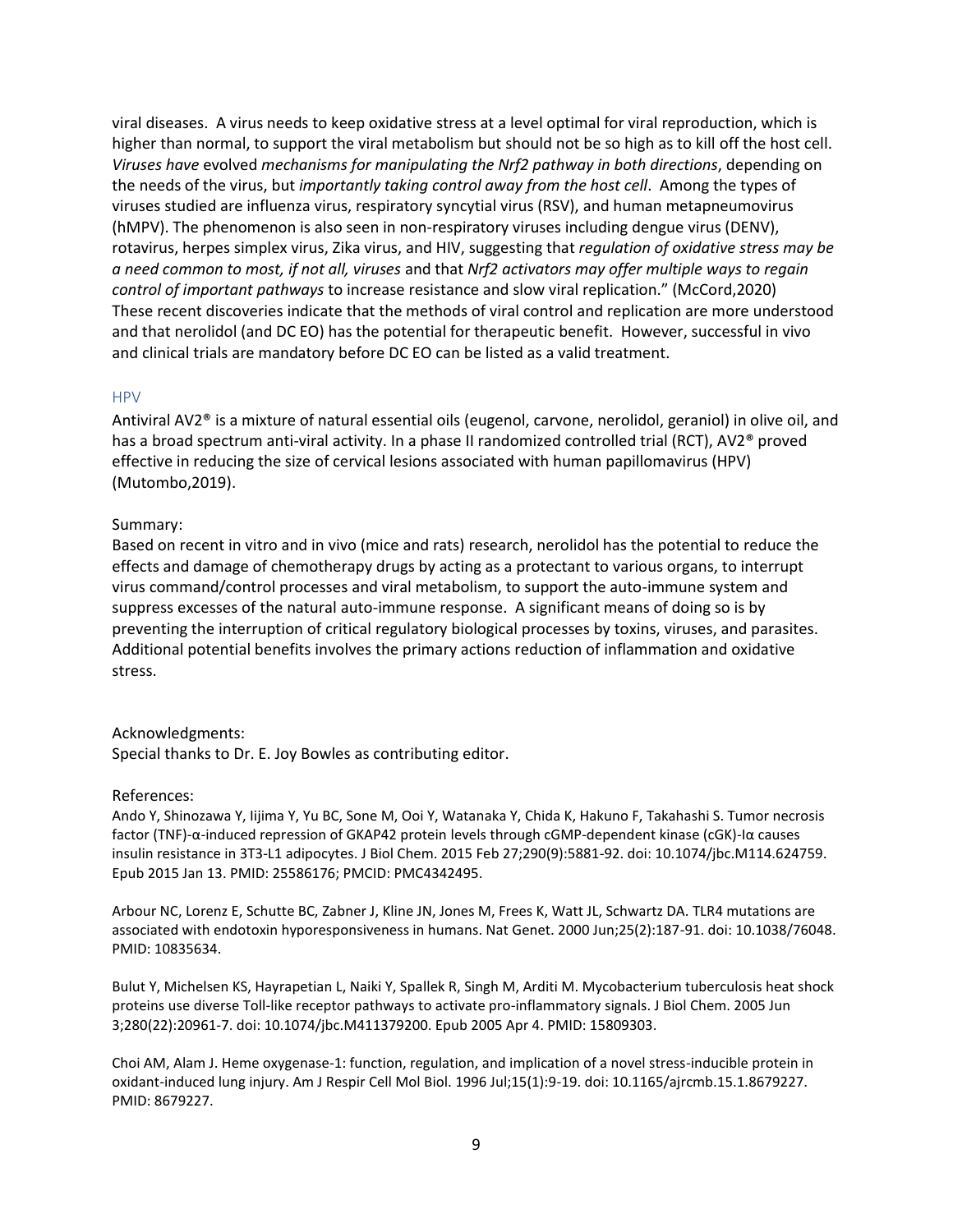viral diseases. A virus needs to keep oxidative stress at a level optimal for viral reproduction, which is higher than normal, to support the viral metabolism but should not be so high as to kill off the host cell. *Viruses have* evolved *mechanisms for manipulating the Nrf2 pathway in both directions*, depending on the needs of the virus, but *importantly taking control away from the host cell*. Among the types of viruses studied are influenza virus, respiratory syncytial virus (RSV), and human metapneumovirus (hMPV). The phenomenon is also seen in non-respiratory viruses including dengue virus (DENV), rotavirus, herpes simplex virus, Zika virus, and HIV, suggesting that *regulation of oxidative stress may be a need common to most, if not all, viruses* and that *Nrf2 activators may offer multiple ways to regain control of important pathways* to increase resistance and slow viral replication." (McCord,2020) These recent discoveries indicate that the methods of viral control and replication are more understood and that nerolidol (and DC EO) has the potential for therapeutic benefit. However, successful in vivo and clinical trials are mandatory before DC EO can be listed as a valid treatment.

### HPV

Antiviral AV2® is a mixture of natural essential oils (eugenol, carvone, nerolidol, geraniol) in olive oil, and has a broad spectrum anti-viral activity. In a phase II randomized controlled trial (RCT), AV2® proved effective in reducing the size of cervical lesions associated with human papillomavirus (HPV) (Mutombo,2019).

Summary:
Based on recent in vitro and in vivo (mice and rats) research, nerolidol has the potential to reduce the effects and damage of chemotherapy drugs by acting as a protectant to various organs, to interrupt virus command/control processes and viral metabolism, to support the auto-immune system and suppress excesses of the natural auto-immune response. A significant means of doing so is by preventing the interruption of critical regulatory biological processes by toxins, viruses, and parasites. Additional potential benefits involves the primary actions reduction of inflammation and oxidative stress.

Acknowledgments:
Special thanks to Dr. E. Joy Bowles as contributing editor.

References:

Ando Y, Shinozawa Y, Iijima Y, Yu BC, Sone M, Ooi Y, Watanaka Y, Chida K, Hakuno F, Takahashi S. Tumor necrosis factor (TNF)-α-induced repression of GKAP42 protein levels through cGMP-dependent kinase (cGK)-Iα causes insulin resistance in 3T3-L1 adipocytes. J Biol Chem. 2015 Feb 27;290(9):5881-92. doi: 10.1074/jbc.M114.624759. Epub 2015 Jan 13. PMID: 25586176; PMCID: PMC4342495.

Arbour NC, Lorenz E, Schutte BC, Zabner J, Kline JN, Jones M, Frees K, Watt JL, Schwartz DA. TLR4 mutations are associated with endotoxin hyporesponsiveness in humans. Nat Genet. 2000 Jun;25(2):187-91. doi: 10.1038/76048. PMID: 10835634.

Bulut Y, Michelsen KS, Hayrapetian L, Naiki Y, Spallek R, Singh M, Arditi M. Mycobacterium tuberculosis heat shock proteins use diverse Toll-like receptor pathways to activate pro-inflammatory signals. J Biol Chem. 2005 Jun 3;280(22):20961-7. doi: 10.1074/jbc.M411379200. Epub 2005 Apr 4. PMID: 15809303.

Choi AM, Alam J. Heme oxygenase-1: function, regulation, and implication of a novel stress-inducible protein in oxidant-induced lung injury. Am J Respir Cell Mol Biol. 1996 Jul;15(1):9-19. doi: 10.1165/ajrcmb.15.1.8679227. PMID: 8679227.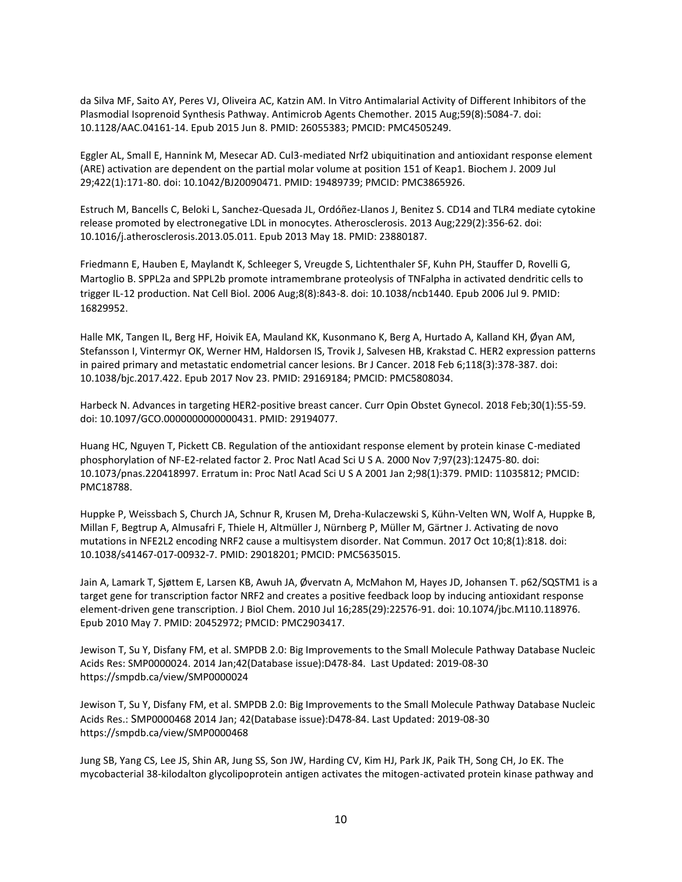da Silva MF, Saito AY, Peres VJ, Oliveira AC, Katzin AM. In Vitro Antimalarial Activity of Different Inhibitors of the Plasmodial Isoprenoid Synthesis Pathway. Antimicrob Agents Chemother. 2015 Aug;59(8):5084-7. doi: 10.1128/AAC.04161-14. Epub 2015 Jun 8. PMID: 26055383; PMCID: PMC4505249.

Eggler AL, Small E, Hannink M, Mesecar AD. Cul3-mediated Nrf2 ubiquitination and antioxidant response element (ARE) activation are dependent on the partial molar volume at position 151 of Keap1. Biochem J. 2009 Jul 29;422(1):171-80. doi: 10.1042/BJ20090471. PMID: 19489739; PMCID: PMC3865926.

Estruch M, Bancells C, Beloki L, Sanchez-Quesada JL, Ordóñez-Llanos J, Benitez S. CD14 and TLR4 mediate cytokine release promoted by electronegative LDL in monocytes. Atherosclerosis. 2013 Aug;229(2):356-62. doi: 10.1016/j.atherosclerosis.2013.05.011. Epub 2013 May 18. PMID: 23880187.

Friedmann E, Hauben E, Maylandt K, Schleeger S, Vreugde S, Lichtenthaler SF, Kuhn PH, Stauffer D, Rovelli G, Martoglio B. SPPL2a and SPPL2b promote intramembrane proteolysis of TNFalpha in activated dendritic cells to trigger IL-12 production. Nat Cell Biol. 2006 Aug;8(8):843-8. doi: 10.1038/ncb1440. Epub 2006 Jul 9. PMID: 16829952.

Halle MK, Tangen IL, Berg HF, Hoivik EA, Mauland KK, Kusonmano K, Berg A, Hurtado A, Kalland KH, Øyan AM, Stefansson I, Vintermyr OK, Werner HM, Haldorsen IS, Trovik J, Salvesen HB, Krakstad C. HER2 expression patterns in paired primary and metastatic endometrial cancer lesions. Br J Cancer. 2018 Feb 6;118(3):378-387. doi: 10.1038/bjc.2017.422. Epub 2017 Nov 23. PMID: 29169184; PMCID: PMC5808034.

Harbeck N. Advances in targeting HER2-positive breast cancer. Curr Opin Obstet Gynecol. 2018 Feb;30(1):55-59. doi: 10.1097/GCO.0000000000000431. PMID: 29194077.

Huang HC, Nguyen T, Pickett CB. Regulation of the antioxidant response element by protein kinase C-mediated phosphorylation of NF-E2-related factor 2. Proc Natl Acad Sci U S A. 2000 Nov 7;97(23):12475-80. doi: 10.1073/pnas.220418997. Erratum in: Proc Natl Acad Sci U S A 2001 Jan 2;98(1):379. PMID: 11035812; PMCID: PMC18788.

Huppke P, Weissbach S, Church JA, Schnur R, Krusen M, Dreha-Kulaczewski S, Kühn-Velten WN, Wolf A, Huppke B, Millan F, Begtrup A, Almusafri F, Thiele H, Altmüller J, Nürnberg P, Müller M, Gärtner J. Activating de novo mutations in NFE2L2 encoding NRF2 cause a multisystem disorder. Nat Commun. 2017 Oct 10;8(1):818. doi: 10.1038/s41467-017-00932-7. PMID: 29018201; PMCID: PMC5635015.

Jain A, Lamark T, Sjøttem E, Larsen KB, Awuh JA, Øvervatn A, McMahon M, Hayes JD, Johansen T. p62/SQSTM1 is a target gene for transcription factor NRF2 and creates a positive feedback loop by inducing antioxidant response element-driven gene transcription. J Biol Chem. 2010 Jul 16;285(29):22576-91. doi: 10.1074/jbc.M110.118976. Epub 2010 May 7. PMID: 20452972; PMCID: PMC2903417.

Jewison T, Su Y, Disfany FM, et al. SMPDB 2.0: Big Improvements to the Small Molecule Pathway Database Nucleic Acids Res: SMP0000024. 2014 Jan;42(Database issue):D478-84. Last Updated: 2019-08-30 https://smpdb.ca/view/SMP0000024

Jewison T, Su Y, Disfany FM, et al. SMPDB 2.0: Big Improvements to the Small Molecule Pathway Database Nucleic Acids Res.: SMP0000468 2014 Jan; 42(Database issue):D478-84. Last Updated: 2019-08-30 https://smpdb.ca/view/SMP0000468

Jung SB, Yang CS, Lee JS, Shin AR, Jung SS, Son JW, Harding CV, Kim HJ, Park JK, Paik TH, Song CH, Jo EK. The mycobacterial 38-kilodalton glycolipoprotein antigen activates the mitogen-activated protein kinase pathway and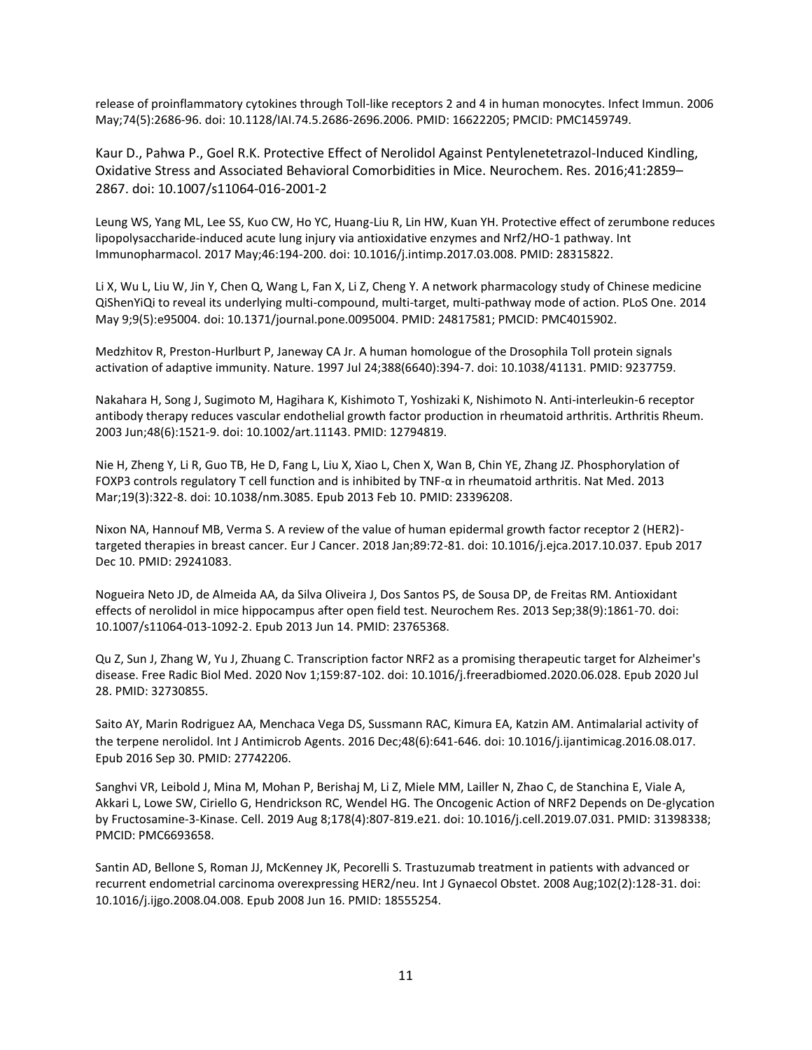release of proinflammatory cytokines through Toll-like receptors 2 and 4 in human monocytes. Infect Immun. 2006 May;74(5):2686-96. doi: 10.1128/IAI.74.5.2686-2696.2006. PMID: 16622205; PMCID: PMC1459749.

Kaur D., Pahwa P., Goel R.K. Protective Effect of Nerolidol Against Pentylenetetrazol-Induced Kindling, Oxidative Stress and Associated Behavioral Comorbidities in Mice. Neurochem. Res. 2016;41:2859–2867. doi: 10.1007/s11064-016-2001-2

Leung WS, Yang ML, Lee SS, Kuo CW, Ho YC, Huang-Liu R, Lin HW, Kuan YH. Protective effect of zerumbone reduces lipopolysaccharide-induced acute lung injury via antioxidative enzymes and Nrf2/HO-1 pathway. Int Immunopharmacol. 2017 May;46:194-200. doi: 10.1016/j.intimp.2017.03.008. PMID: 28315822.

Li X, Wu L, Liu W, Jin Y, Chen Q, Wang L, Fan X, Li Z, Cheng Y. A network pharmacology study of Chinese medicine QiShenYiQi to reveal its underlying multi-compound, multi-target, multi-pathway mode of action. PLoS One. 2014 May 9;9(5):e95004. doi: 10.1371/journal.pone.0095004. PMID: 24817581; PMCID: PMC4015902.

Medzhitov R, Preston-Hurlburt P, Janeway CA Jr. A human homologue of the Drosophila Toll protein signals activation of adaptive immunity. Nature. 1997 Jul 24;388(6640):394-7. doi: 10.1038/41131. PMID: 9237759.

Nakahara H, Song J, Sugimoto M, Hagihara K, Kishimoto T, Yoshizaki K, Nishimoto N. Anti-interleukin-6 receptor antibody therapy reduces vascular endothelial growth factor production in rheumatoid arthritis. Arthritis Rheum. 2003 Jun;48(6):1521-9. doi: 10.1002/art.11143. PMID: 12794819.

Nie H, Zheng Y, Li R, Guo TB, He D, Fang L, Liu X, Xiao L, Chen X, Wan B, Chin YE, Zhang JZ. Phosphorylation of FOXP3 controls regulatory T cell function and is inhibited by TNF-α in rheumatoid arthritis. Nat Med. 2013 Mar;19(3):322-8. doi: 10.1038/nm.3085. Epub 2013 Feb 10. PMID: 23396208.

Nixon NA, Hannouf MB, Verma S. A review of the value of human epidermal growth factor receptor 2 (HER2)-targeted therapies in breast cancer. Eur J Cancer. 2018 Jan;89:72-81. doi: 10.1016/j.ejca.2017.10.037. Epub 2017 Dec 10. PMID: 29241083.

Nogueira Neto JD, de Almeida AA, da Silva Oliveira J, Dos Santos PS, de Sousa DP, de Freitas RM. Antioxidant effects of nerolidol in mice hippocampus after open field test. Neurochem Res. 2013 Sep;38(9):1861-70. doi: 10.1007/s11064-013-1092-2. Epub 2013 Jun 14. PMID: 23765368.

Qu Z, Sun J, Zhang W, Yu J, Zhuang C. Transcription factor NRF2 as a promising therapeutic target for Alzheimer's disease. Free Radic Biol Med. 2020 Nov 1;159:87-102. doi: 10.1016/j.freeradbiomed.2020.06.028. Epub 2020 Jul 28. PMID: 32730855.

Saito AY, Marin Rodriguez AA, Menchaca Vega DS, Sussmann RAC, Kimura EA, Katzin AM. Antimalarial activity of the terpene nerolidol. Int J Antimicrob Agents. 2016 Dec;48(6):641-646. doi: 10.1016/j.ijantimicag.2016.08.017. Epub 2016 Sep 30. PMID: 27742206.

Sanghvi VR, Leibold J, Mina M, Mohan P, Berishaj M, Li Z, Miele MM, Lailler N, Zhao C, de Stanchina E, Viale A, Akkari L, Lowe SW, Ciriello G, Hendrickson RC, Wendel HG. The Oncogenic Action of NRF2 Depends on De-glycation by Fructosamine-3-Kinase. Cell. 2019 Aug 8;178(4):807-819.e21. doi: 10.1016/j.cell.2019.07.031. PMID: 31398338; PMCID: PMC6693658.

Santin AD, Bellone S, Roman JJ, McKenney JK, Pecorelli S. Trastuzumab treatment in patients with advanced or recurrent endometrial carcinoma overexpressing HER2/neu. Int J Gynaecol Obstet. 2008 Aug;102(2):128-31. doi: 10.1016/j.ijgo.2008.04.008. Epub 2008 Jun 16. PMID: 18555254.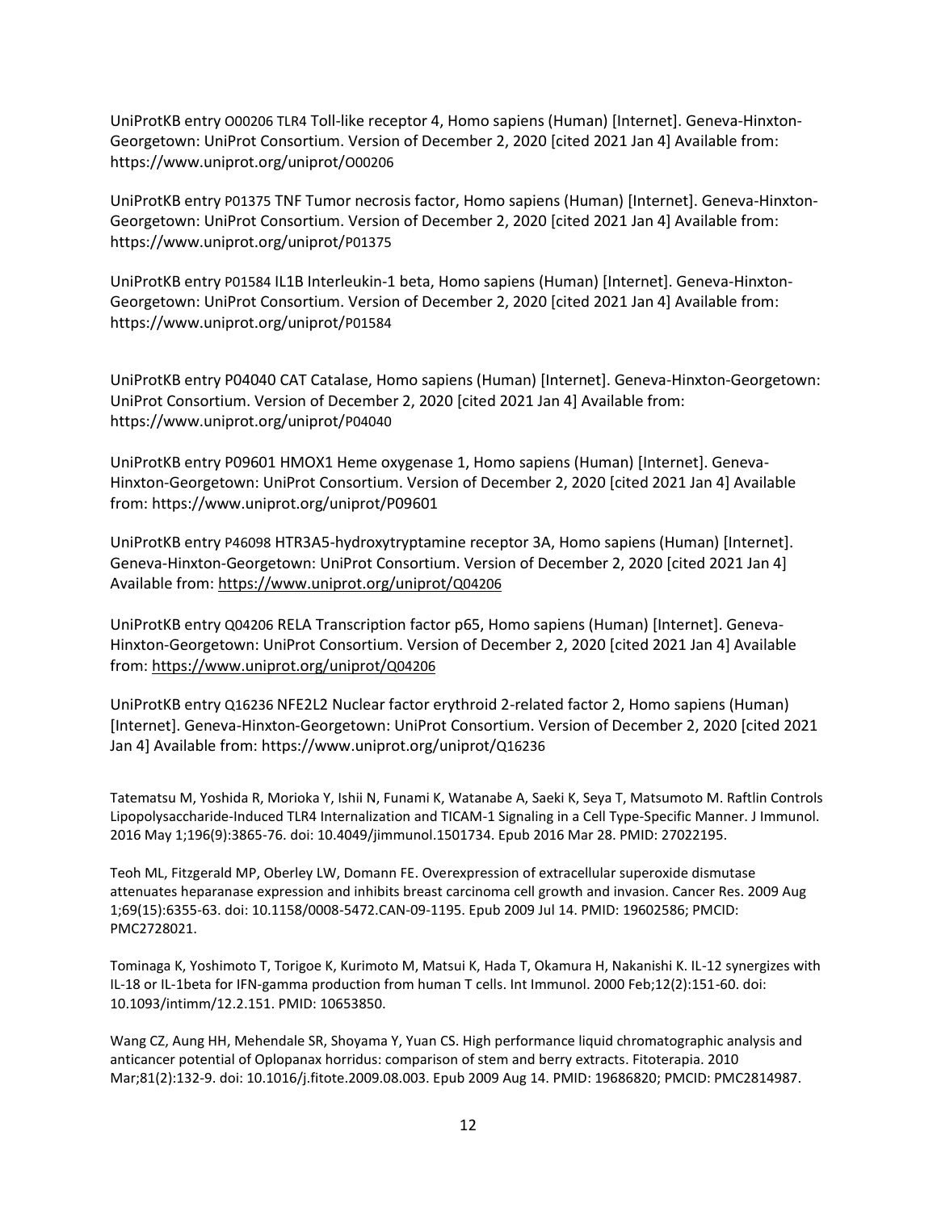UniProtKB entry O00206 TLR4 Toll-like receptor 4, Homo sapiens (Human) [Internet]. Geneva-Hinxton-Georgetown: UniProt Consortium. Version of December 2, 2020 [cited 2021 Jan 4] Available from: https://www.uniprot.org/uniprot/O00206

UniProtKB entry P01375 TNF Tumor necrosis factor, Homo sapiens (Human) [Internet]. Geneva-Hinxton-Georgetown: UniProt Consortium. Version of December 2, 2020 [cited 2021 Jan 4] Available from: https://www.uniprot.org/uniprot/P01375

UniProtKB entry P01584 IL1B Interleukin-1 beta, Homo sapiens (Human) [Internet]. Geneva-Hinxton-Georgetown: UniProt Consortium. Version of December 2, 2020 [cited 2021 Jan 4] Available from: https://www.uniprot.org/uniprot/P01584

UniProtKB entry P04040 CAT Catalase, Homo sapiens (Human) [Internet]. Geneva-Hinxton-Georgetown: UniProt Consortium. Version of December 2, 2020 [cited 2021 Jan 4] Available from: https://www.uniprot.org/uniprot/P04040

UniProtKB entry P09601 HMOX1 Heme oxygenase 1, Homo sapiens (Human) [Internet]. Geneva-Hinxton-Georgetown: UniProt Consortium. Version of December 2, 2020 [cited 2021 Jan 4] Available from: https://www.uniprot.org/uniprot/P09601

UniProtKB entry P46098 HTR3A5-hydroxytryptamine receptor 3A, Homo sapiens (Human) [Internet]. Geneva-Hinxton-Georgetown: UniProt Consortium. Version of December 2, 2020 [cited 2021 Jan 4] Available from: https://www.uniprot.org/uniprot/Q04206

UniProtKB entry Q04206 RELA Transcription factor p65, Homo sapiens (Human) [Internet]. Geneva-Hinxton-Georgetown: UniProt Consortium. Version of December 2, 2020 [cited 2021 Jan 4] Available from: https://www.uniprot.org/uniprot/Q04206

UniProtKB entry Q16236 NFE2L2 Nuclear factor erythroid 2-related factor 2, Homo sapiens (Human) [Internet]. Geneva-Hinxton-Georgetown: UniProt Consortium. Version of December 2, 2020 [cited 2021 Jan 4] Available from: https://www.uniprot.org/uniprot/Q16236

Tatematsu M, Yoshida R, Morioka Y, Ishii N, Funami K, Watanabe A, Saeki K, Seya T, Matsumoto M. Raftlin Controls Lipopolysaccharide-Induced TLR4 Internalization and TICAM-1 Signaling in a Cell Type-Specific Manner. J Immunol. 2016 May 1;196(9):3865-76. doi: 10.4049/jimmunol.1501734. Epub 2016 Mar 28. PMID: 27022195.

Teoh ML, Fitzgerald MP, Oberley LW, Domann FE. Overexpression of extracellular superoxide dismutase attenuates heparanase expression and inhibits breast carcinoma cell growth and invasion. Cancer Res. 2009 Aug 1;69(15):6355-63. doi: 10.1158/0008-5472.CAN-09-1195. Epub 2009 Jul 14. PMID: 19602586; PMCID: PMC2728021.

Tominaga K, Yoshimoto T, Torigoe K, Kurimoto M, Matsui K, Hada T, Okamura H, Nakanishi K. IL-12 synergizes with IL-18 or IL-1beta for IFN-gamma production from human T cells. Int Immunol. 2000 Feb;12(2):151-60. doi: 10.1093/intimm/12.2.151. PMID: 10653850.

Wang CZ, Aung HH, Mehendale SR, Shoyama Y, Yuan CS. High performance liquid chromatographic analysis and anticancer potential of Oplopanax horridus: comparison of stem and berry extracts. Fitoterapia. 2010 Mar;81(2):132-9. doi: 10.1016/j.fitote.2009.08.003. Epub 2009 Aug 14. PMID: 19686820; PMCID: PMC2814987.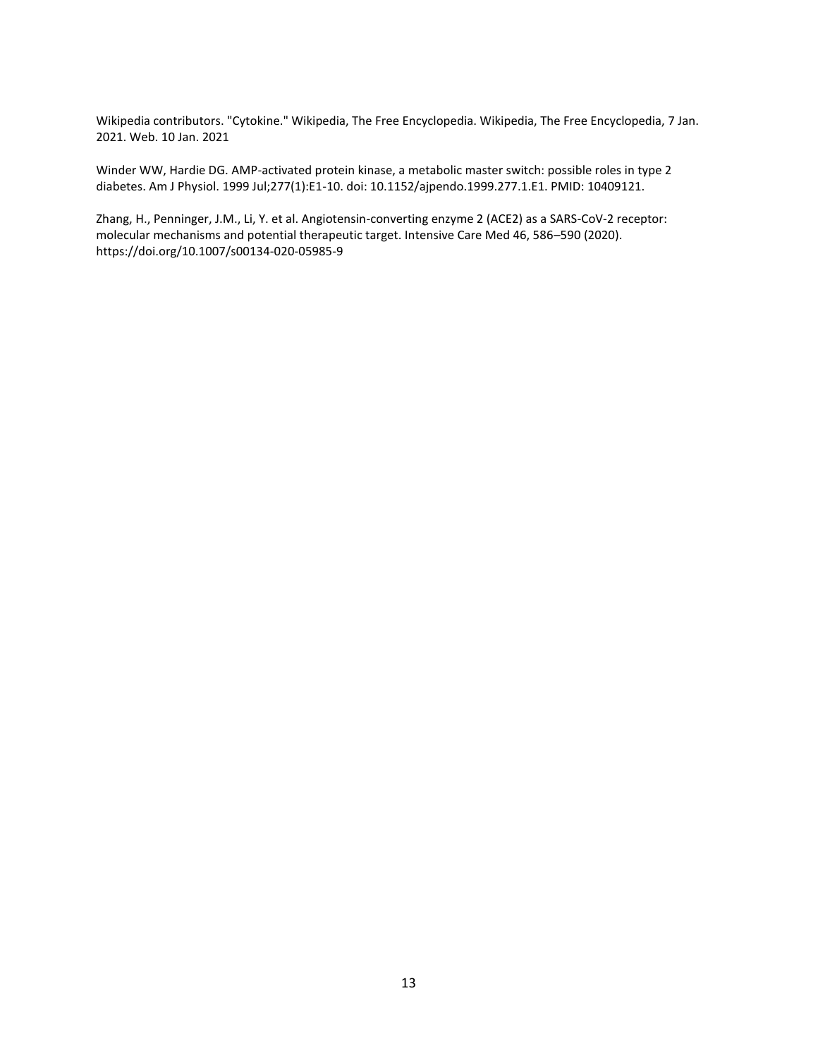Wikipedia contributors. "Cytokine." Wikipedia, The Free Encyclopedia. Wikipedia, The Free Encyclopedia, 7 Jan. 2021. Web. 10 Jan. 2021

Winder WW, Hardie DG. AMP-activated protein kinase, a metabolic master switch: possible roles in type 2 diabetes. Am J Physiol. 1999 Jul;277(1):E1-10. doi: 10.1152/ajpendo.1999.277.1.E1. PMID: 10409121.

Zhang, H., Penninger, J.M., Li, Y. et al. Angiotensin-converting enzyme 2 (ACE2) as a SARS-CoV-2 receptor: molecular mechanisms and potential therapeutic target. Intensive Care Med 46, 586–590 (2020). https://doi.org/10.1007/s00134-020-05985-9